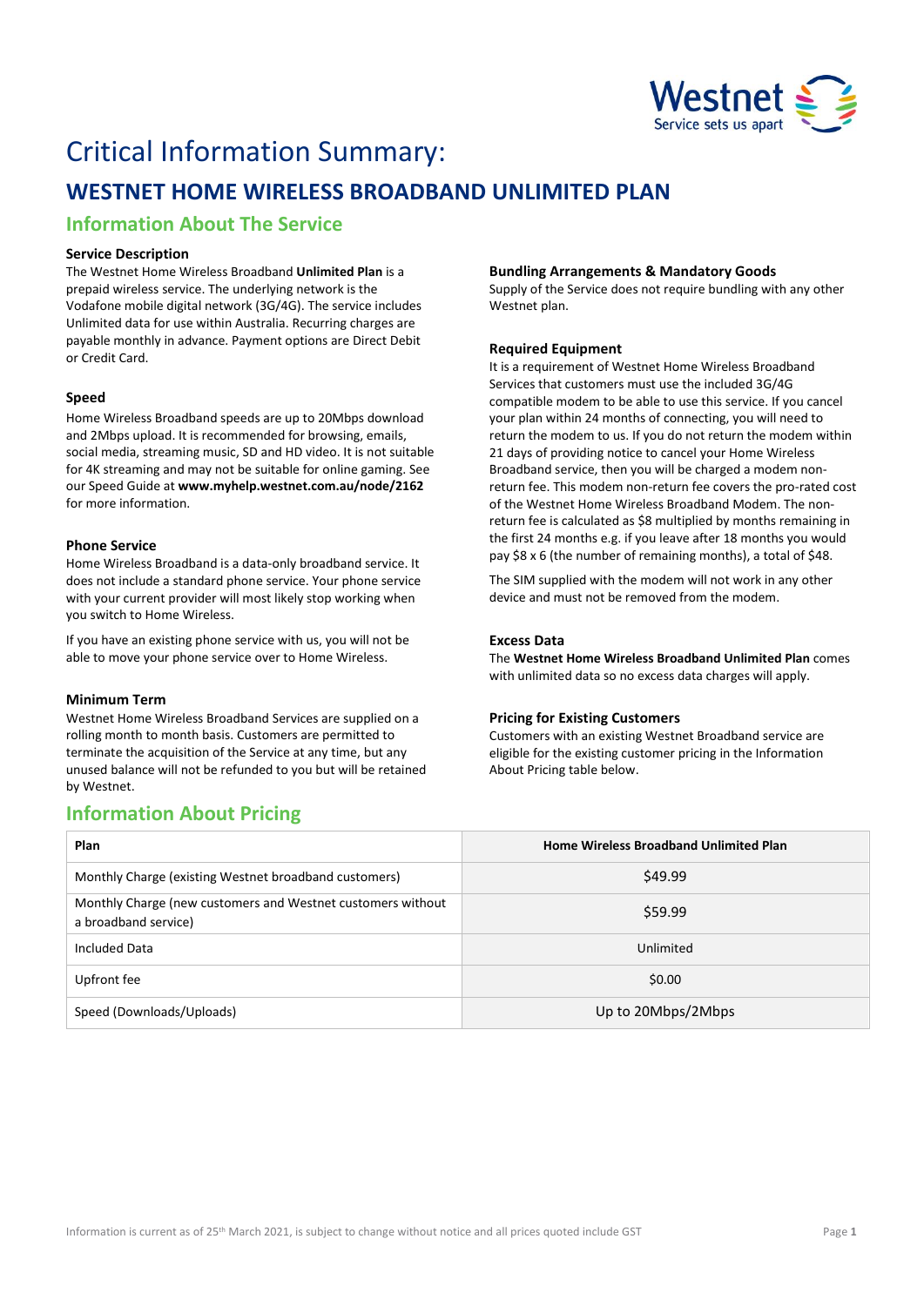# Critical Information Summary:

## WESTNET HOME WIRELESS BROADBAND UNLIMITED PLAN

## Information About The Service

### Service Description

The Westnet Home Wireless Broadband **Unlimited Plan** is a prepaid wireless service. The underlying network is the Vodafone mobile digital network (3G/4G). The service includes Unlimited data for use within Australia. Recurring charges are payable monthly in advance. Payment options are Direct Debit or Credit Card.

### Speed

Home Wireless Broadband speeds are up to 20Mbps download and 2Mbps upload. It is recommended for browsing, emails, social media, streaming music, SD and HD video. It is not suitable for 4K streaming and may not be suitable for online gaming. See our Speed Guide at **www.myhelp.westnet.com.au/node/2162** for more information.

### Phone Service

Home Wireless Broadband is a data-only broadband service. It does not include a standard phone service. Your phone service with your current provider will most likely stop working when you switch to Home Wireless.

If you have an existing phone service with us, you will not be able to move your phone service over to Home Wireless.

### Minimum Term

Westnet Home Wireless Broadband Services are supplied on a rolling month to month basis. Customers are permitted to terminate the acquisition of the Service at any time, but any unused balance will not be refunded to you but will be retained by Westnet.

### Bundling Arrangements & Mandatory Goods

Supply of the Service does not require bundling with any other Westnet plan.

### Required Equipment

It is a requirement of Westnet Home Wireless Broadband Services that customers must use the included 3G/4G compatible modem to be able to use this service. If you cancel your plan within 24 months of connecting, you will need to return the modem to us. If you do not return the modem within 21 days of providing notice to cancel your Home Wireless Broadband service, then you will be charged a modem non-return fee. This modem non-return fee covers the pro-rated cost of the Westnet Home Wireless Broadband Modem. The non-return fee is calculated as $8 multiplied by months remaining in the first 24 months e.g. if you leave after 18 months you would pay $8 x 6 (the number of remaining months), a total of $48.

The SIM supplied with the modem will not work in any other device and must not be removed from the modem.

### Excess Data

The **Westnet Home Wireless Broadband Unlimited Plan** comes with unlimited data so no excess data charges will apply.

### Pricing for Existing Customers

Customers with an existing Westnet Broadband service are eligible for the existing customer pricing in the Information About Pricing table below.

## Information About Pricing

| Plan | Home Wireless Broadband Unlimited Plan |
|---|---|
| Monthly Charge (existing Westnet broadband customers) | $49.99 |
| Monthly Charge (new customers and Westnet customers without a broadband service) | $59.99 |
| Included Data | Unlimited |
| Upfront fee | $0.00 |
| Speed (Downloads/Uploads) | Up to 20Mbps/2Mbps |

Information is current as of 25th March 2021, is subject to change without notice and all prices quoted include GST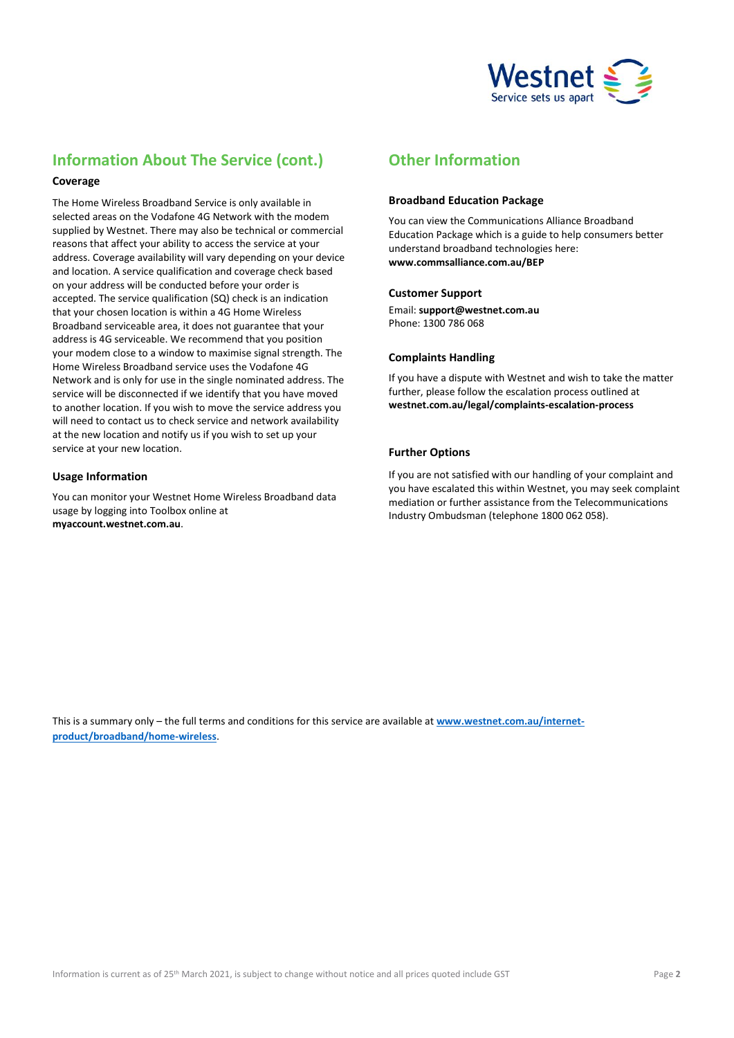## Information About The Service (cont.)

### Coverage

The Home Wireless Broadband Service is only available in selected areas on the Vodafone 4G Network with the modem supplied by Westnet. There may also be technical or commercial reasons that affect your ability to access the service at your address. Coverage availability will vary depending on your device and location. A service qualification and coverage check based on your address will be conducted before your order is accepted. The service qualification (SQ) check is an indication that your chosen location is within a 4G Home Wireless Broadband serviceable area, it does not guarantee that your address is 4G serviceable. We recommend that you position your modem close to a window to maximise signal strength. The Home Wireless Broadband service uses the Vodafone 4G Network and is only for use in the single nominated address. The service will be disconnected if we identify that you have moved to another location. If you wish to move the service address you will need to contact us to check service and network availability at the new location and notify us if you wish to set up your service at your new location.

### Usage Information

You can monitor your Westnet Home Wireless Broadband data usage by logging into Toolbox online at **myaccount.westnet.com.au**.

## Other Information

### Broadband Education Package

You can view the Communications Alliance Broadband Education Package which is a guide to help consumers better understand broadband technologies here: **www.commsalliance.com.au/BEP**

### Customer Support

Email: **support@westnet.com.au**
Phone: 1300 786 068

### Complaints Handling

If you have a dispute with Westnet and wish to take the matter further, please follow the escalation process outlined at **westnet.com.au/legal/complaints-escalation-process**

### Further Options

If you are not satisfied with our handling of your complaint and you have escalated this within Westnet, you may seek complaint mediation or further assistance from the Telecommunications Industry Ombudsman (telephone 1800 062 058).

This is a summary only – the full terms and conditions for this service are available at **www.westnet.com.au/internet-product/broadband/home-wireless**.

Information is current as of 25th March 2021, is subject to change without notice and all prices quoted include GST